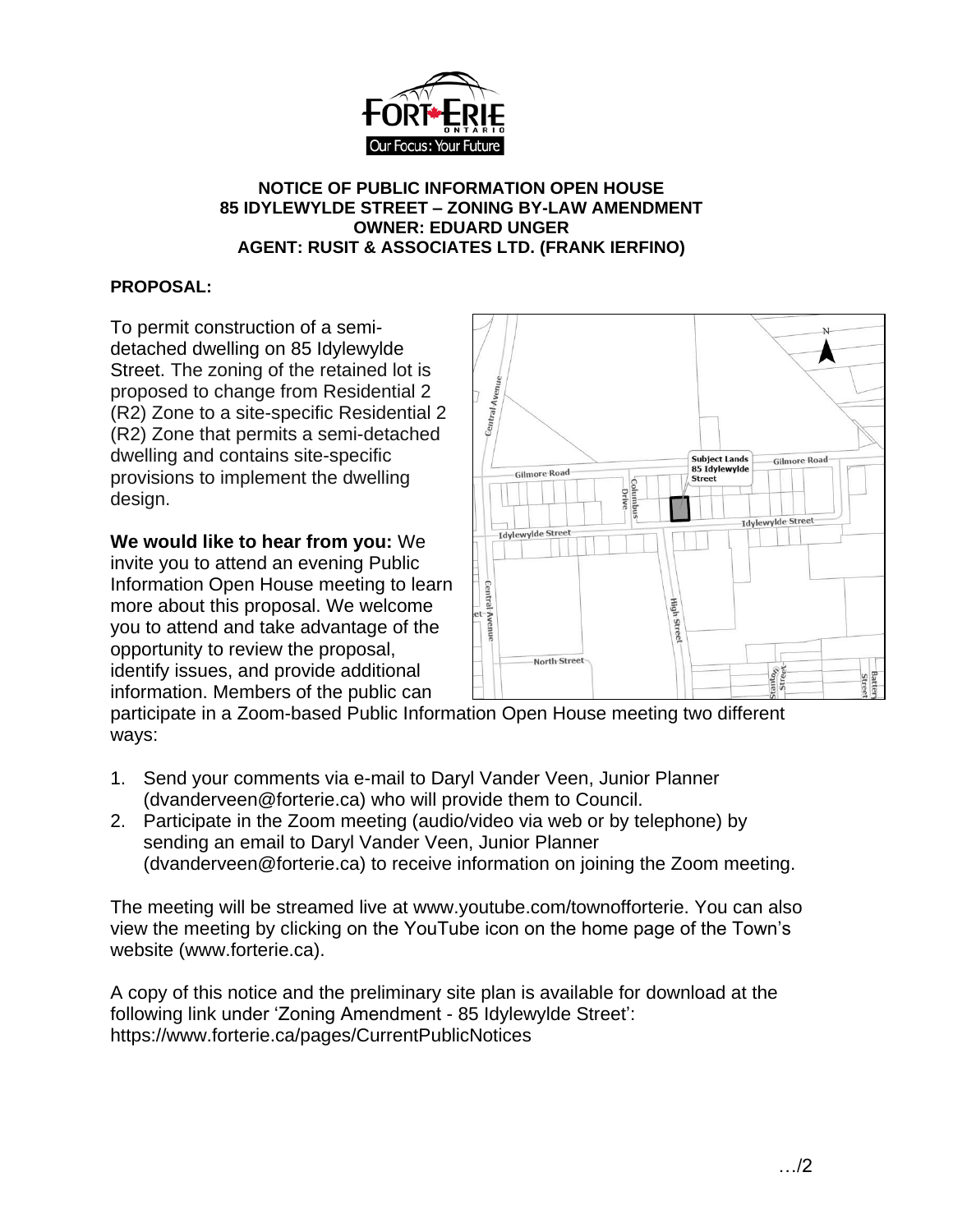**NOTICE OF PUBLIC INFORMATION OPEN HOUSE**
**85 IDYLEWYLDE STREET – ZONING BY-LAW AMENDMENT**
**OWNER: EDUARD UNGER**
**AGENT: RUSIT & ASSOCIATES LTD. (FRANK IERFINO)**

**PROPOSAL:**

To permit construction of a semi-detached dwelling on 85 Idylewylde Street. The zoning of the retained lot is proposed to change from Residential 2 (R2) Zone to a site-specific Residential 2 (R2) Zone that permits a semi-detached dwelling and contains site-specific provisions to implement the dwelling design.

**We would like to hear from you:** We invite you to attend an evening Public Information Open House meeting to learn more about this proposal. We welcome you to attend and take advantage of the opportunity to review the proposal, identify issues, and provide additional information. Members of the public can participate in a Zoom-based Public Information Open House meeting two different ways:

1. Send your comments via e-mail to Daryl Vander Veen, Junior Planner (dvanderveen@forterie.ca) who will provide them to Council.
2. Participate in the Zoom meeting (audio/video via web or by telephone) by sending an email to Daryl Vander Veen, Junior Planner (dvanderveen@forterie.ca) to receive information on joining the Zoom meeting.

The meeting will be streamed live at www.youtube.com/townofforterie. You can also view the meeting by clicking on the YouTube icon on the home page of the Town's website (www.forterie.ca).

A copy of this notice and the preliminary site plan is available for download at the following link under 'Zoning Amendment - 85 Idylewylde Street':
https://www.forterie.ca/pages/CurrentPublicNotices

…/2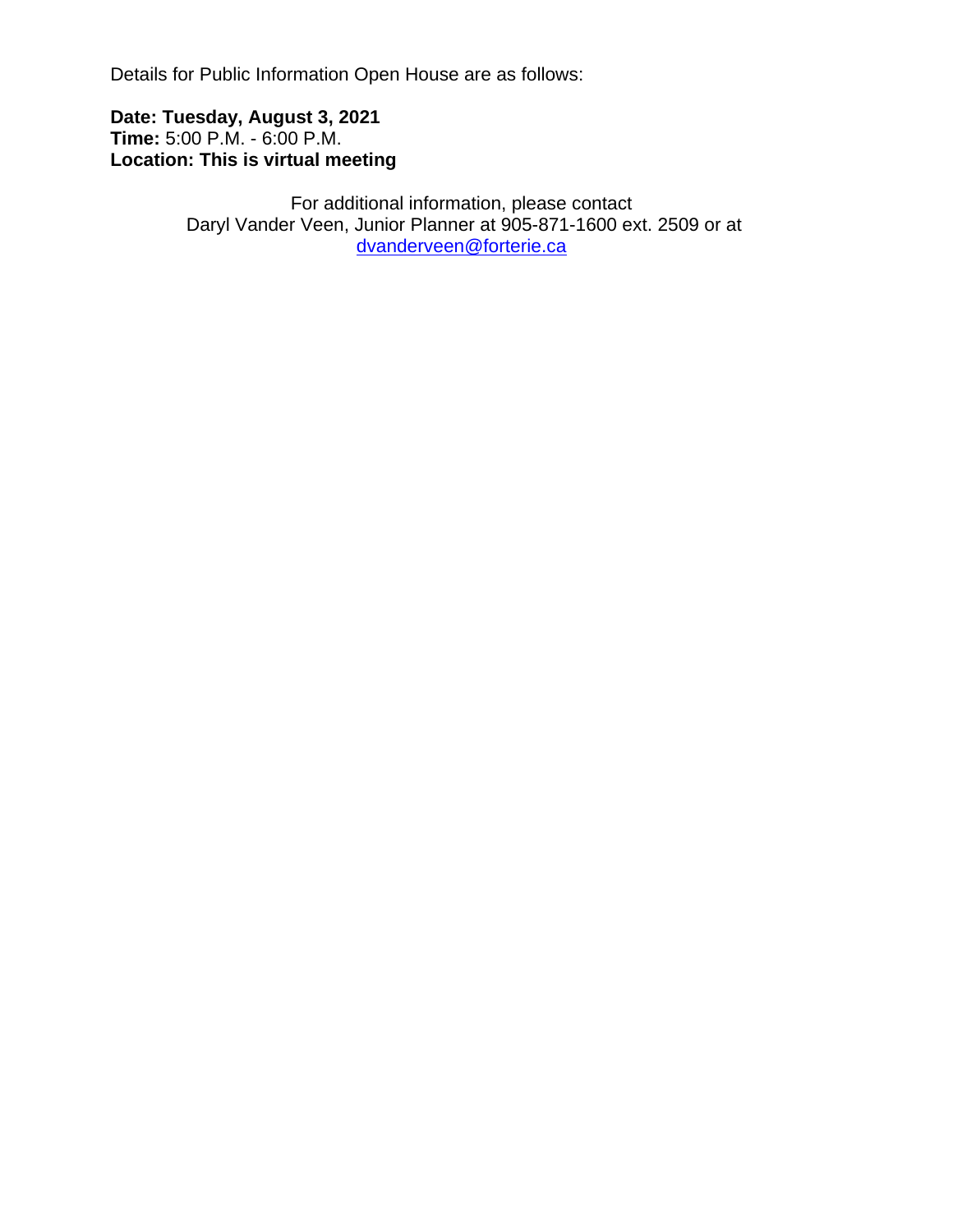Details for Public Information Open House are as follows:

**Date: Tuesday, August 3, 2021**
**Time:** 5:00 P.M. - 6:00 P.M.
**Location: This is virtual meeting**

For additional information, please contact
Daryl Vander Veen, Junior Planner at 905-871-1600 ext. 2509 or at
dvanderveen@forterie.ca